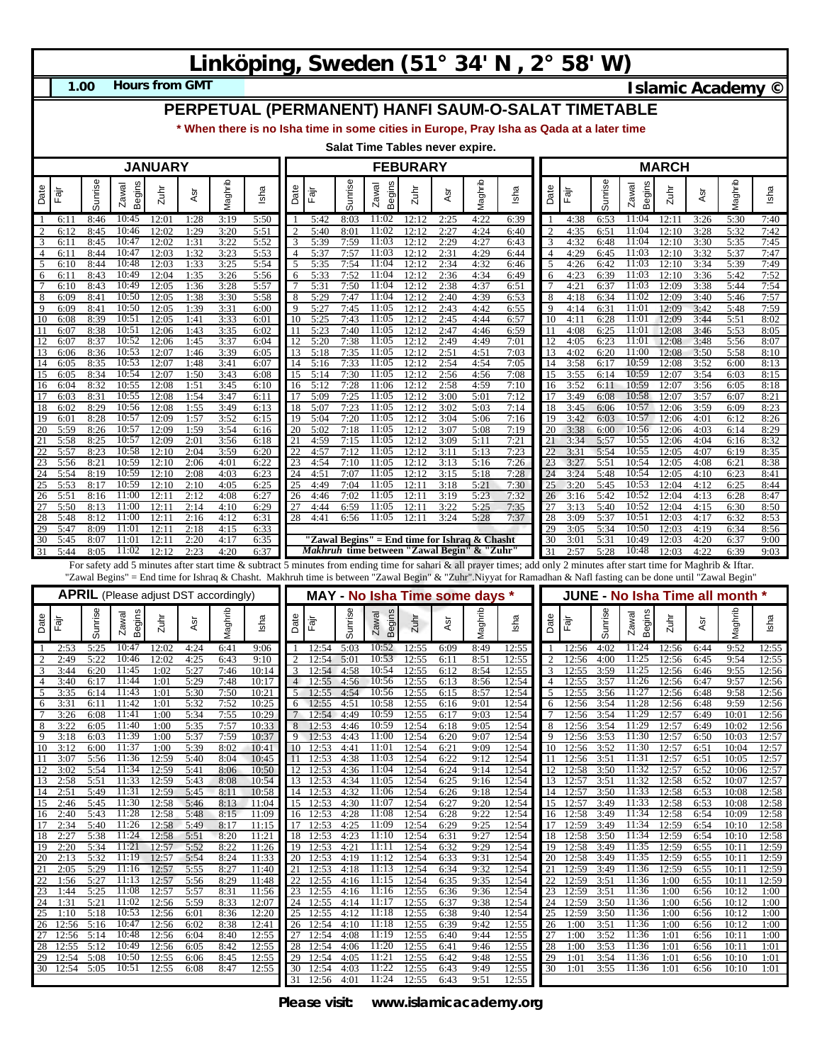# Linköping, Sweden (51° 34' N , 2° 58' W)

**1.00** **Hours from GMT** **Islamic Academy ©**

## PERPETUAL (PERMANENT) HANFI SAUM-O-SALAT TIMETABLE

*** When there is no Isha time in some cities in Europe, Pray Isha as Qada at a later time**

**Salat Time Tables never expire.**

### JANUARY

| Date | Fajr | Sunrise | Zawal Begins | Zuhr | Asr | Maghrib | Isha |
|---|---|---|---|---|---|---|---|
| 1 | 6:11 | 8:46 | 10:45 | 12:01 | 1:28 | 3:19 | 5:50 |
| 2 | 6:12 | 8:45 | 10:46 | 12:02 | 1:29 | 3:20 | 5:51 |
| 3 | 6:11 | 8:45 | 10:47 | 12:02 | 1:31 | 3:22 | 5:52 |
| 4 | 6:11 | 8:44 | 10:47 | 12:03 | 1:32 | 3:23 | 5:53 |
| 5 | 6:10 | 8:44 | 10:48 | 12:03 | 1:33 | 3:25 | 5:54 |
| 6 | 6:11 | 8:43 | 10:49 | 12:04 | 1:35 | 3:26 | 5:56 |
| 7 | 6:10 | 8:43 | 10:49 | 12:05 | 1:36 | 3:28 | 5:57 |
| 8 | 6:09 | 8:41 | 10:50 | 12:05 | 1:38 | 3:30 | 5:58 |
| 9 | 6:09 | 8:41 | 10:50 | 12:05 | 1:39 | 3:31 | 6:00 |
| 10 | 6:08 | 8:39 | 10:51 | 12:05 | 1:41 | 3:33 | 6:01 |
| 11 | 6:07 | 8:38 | 10:51 | 12:06 | 1:43 | 3:35 | 6:02 |
| 12 | 6:07 | 8:37 | 10:52 | 12:06 | 1:45 | 3:37 | 6:04 |
| 13 | 6:06 | 8:36 | 10:53 | 12:07 | 1:46 | 3:39 | 6:05 |
| 14 | 6:05 | 8:35 | 10:53 | 12:07 | 1:48 | 3:41 | 6:07 |
| 15 | 6:05 | 8:34 | 10:54 | 12:07 | 1:50 | 3:43 | 6:08 |
| 16 | 6:04 | 8:32 | 10:55 | 12:08 | 1:51 | 3:45 | 6:10 |
| 17 | 6:03 | 8:31 | 10:55 | 12:08 | 1:54 | 3:47 | 6:11 |
| 18 | 6:02 | 8:29 | 10:56 | 12:08 | 1:55 | 3:49 | 6:13 |
| 19 | 6:01 | 8:28 | 10:57 | 12:09 | 1:57 | 3:52 | 6:15 |
| 20 | 5:59 | 8:26 | 10:57 | 12:09 | 1:59 | 3:54 | 6:16 |
| 21 | 5:58 | 8:25 | 10:57 | 12:09 | 2:01 | 3:56 | 6:18 |
| 22 | 5:57 | 8:23 | 10:58 | 12:10 | 2:04 | 3:59 | 6:20 |
| 23 | 5:56 | 8:21 | 10:59 | 12:10 | 2:06 | 4:01 | 6:22 |
| 24 | 5:54 | 8:19 | 10:59 | 12:10 | 2:08 | 4:03 | 6:23 |
| 25 | 5:53 | 8:17 | 10:59 | 12:10 | 2:10 | 4:05 | 6:25 |
| 26 | 5:51 | 8:16 | 11:00 | 12:11 | 2:12 | 4:08 | 6:27 |
| 27 | 5:50 | 8:13 | 11:00 | 12:11 | 2:14 | 4:10 | 6:29 |
| 28 | 5:48 | 8:12 | 11:00 | 12:11 | 2:16 | 4:12 | 6:31 |
| 29 | 5:47 | 8:09 | 11:01 | 12:11 | 2:18 | 4:15 | 6:33 |
| 30 | 5:45 | 8:07 | 11:01 | 12:11 | 2:20 | 4:17 | 6:35 |
| 31 | 5:44 | 8:05 | 11:02 | 12:12 | 2:23 | 4:20 | 6:37 |

### FEBURARY

| Date | Fajr | Sunrise | Zawal Begins | Zuhr | Asr | Maghrib | Isha |
|---|---|---|---|---|---|---|---|
| 1 | 5:42 | 8:03 | 11:02 | 12:12 | 2:25 | 4:22 | 6:39 |
| 2 | 5:40 | 8:01 | 11:02 | 12:12 | 2:27 | 4:24 | 6:40 |
| 3 | 5:39 | 7:59 | 11:03 | 12:12 | 2:29 | 4:27 | 6:43 |
| 4 | 5:37 | 7:57 | 11:03 | 12:12 | 2:31 | 4:29 | 6:44 |
| 5 | 5:35 | 7:54 | 11:04 | 12:12 | 2:34 | 4:32 | 6:46 |
| 6 | 5:33 | 7:52 | 11:04 | 12:12 | 2:36 | 4:34 | 6:49 |
| 7 | 5:31 | 7:50 | 11:04 | 12:12 | 2:38 | 4:37 | 6:51 |
| 8 | 5:29 | 7:47 | 11:04 | 12:12 | 2:40 | 4:39 | 6:53 |
| 9 | 5:27 | 7:45 | 11:05 | 12:12 | 2:43 | 4:42 | 6:55 |
| 10 | 5:25 | 7:43 | 11:05 | 12:12 | 2:45 | 4:44 | 6:57 |
| 11 | 5:23 | 7:40 | 11:05 | 12:12 | 2:47 | 4:46 | 6:59 |
| 12 | 5:20 | 7:38 | 11:05 | 12:12 | 2:49 | 4:49 | 7:01 |
| 13 | 5:18 | 7:35 | 11:05 | 12:12 | 2:51 | 4:51 | 7:03 |
| 14 | 5:16 | 7:33 | 11:05 | 12:12 | 2:54 | 4:54 | 7:05 |
| 15 | 5:14 | 7:30 | 11:05 | 12:12 | 2:56 | 4:56 | 7:08 |
| 16 | 5:12 | 7:28 | 11:06 | 12:12 | 2:58 | 4:59 | 7:10 |
| 17 | 5:09 | 7:25 | 11:05 | 12:12 | 3:00 | 5:01 | 7:12 |
| 18 | 5:07 | 7:23 | 11:05 | 12:12 | 3:02 | 5:03 | 7:14 |
| 19 | 5:04 | 7:20 | 11:05 | 12:12 | 3:04 | 5:06 | 7:16 |
| 20 | 5:02 | 7:18 | 11:05 | 12:12 | 3:07 | 5:08 | 7:19 |
| 21 | 4:59 | 7:15 | 11:05 | 12:12 | 3:09 | 5:11 | 7:21 |
| 22 | 4:57 | 7:12 | 11:05 | 12:12 | 3:11 | 5:13 | 7:23 |
| 23 | 4:54 | 7:10 | 11:05 | 12:12 | 3:13 | 5:16 | 7:26 |
| 24 | 4:51 | 7:07 | 11:05 | 12:12 | 3:15 | 5:18 | 7:28 |
| 25 | 4:49 | 7:04 | 11:05 | 12:11 | 3:18 | 5:21 | 7:30 |
| 26 | 4:46 | 7:02 | 11:05 | 12:11 | 3:19 | 5:23 | 7:32 |
| 27 | 4:44 | 6:59 | 11:05 | 12:11 | 3:22 | 5:25 | 7:35 |
| 28 | 4:41 | 6:56 | 11:05 | 12:11 | 3:24 | 5:28 | 7:37 |

**"Zawal Begins" = End time for Ishraq & Chasht**
***Makhruh* time between "Zawal Begin" & "Zuhr"**

### MARCH

| Date | Fajr | Sunrise | Zawal Begins | Zuhr | Asr | Maghrib | Isha |
|---|---|---|---|---|---|---|---|
| 1 | 4:38 | 6:53 | 11:04 | 12:11 | 3:26 | 5:30 | 7:40 |
| 2 | 4:35 | 6:51 | 11:04 | 12:10 | 3:28 | 5:32 | 7:42 |
| 3 | 4:32 | 6:48 | 11:04 | 12:10 | 3:30 | 5:35 | 7:45 |
| 4 | 4:29 | 6:45 | 11:03 | 12:10 | 3:32 | 5:37 | 7:47 |
| 5 | 4:26 | 6:42 | 11:03 | 12:10 | 3:34 | 5:39 | 7:49 |
| 6 | 4:23 | 6:39 | 11:03 | 12:10 | 3:36 | 5:42 | 7:52 |
| 7 | 4:21 | 6:37 | 11:03 | 12:09 | 3:38 | 5:44 | 7:54 |
| 8 | 4:18 | 6:34 | 11:02 | 12:09 | 3:40 | 5:46 | 7:57 |
| 9 | 4:14 | 6:31 | 11:01 | 12:09 | 3:42 | 5:48 | 7:59 |
| 10 | 4:11 | 6:28 | 11:01 | 12:09 | 3:44 | 5:51 | 8:02 |
| 11 | 4:08 | 6:25 | 11:01 | 12:08 | 3:46 | 5:53 | 8:05 |
| 12 | 4:05 | 6:23 | 11:01 | 12:08 | 3:48 | 5:56 | 8:07 |
| 13 | 4:02 | 6:20 | 11:00 | 12:08 | 3:50 | 5:58 | 8:10 |
| 14 | 3:58 | 6:17 | 10:59 | 12:08 | 3:52 | 6:00 | 8:13 |
| 15 | 3:55 | 6:14 | 10:59 | 12:07 | 3:54 | 6:03 | 8:15 |
| 16 | 3:52 | 6:11 | 10:59 | 12:07 | 3:56 | 6:05 | 8:18 |
| 17 | 3:49 | 6:08 | 10:58 | 12:07 | 3:57 | 6:07 | 8:21 |
| 18 | 3:45 | 6:06 | 10:57 | 12:06 | 3:59 | 6:09 | 8:23 |
| 19 | 3:42 | 6:03 | 10:57 | 12:06 | 4:01 | 6:12 | 8:26 |
| 20 | 3:38 | 6:00 | 10:56 | 12:06 | 4:03 | 6:14 | 8:29 |
| 21 | 3:34 | 5:57 | 10:55 | 12:06 | 4:04 | 6:16 | 8:32 |
| 22 | 3:31 | 5:54 | 10:55 | 12:05 | 4:07 | 6:19 | 8:35 |
| 23 | 3:27 | 5:51 | 10:54 | 12:05 | 4:08 | 6:21 | 8:38 |
| 24 | 3:24 | 5:48 | 10:54 | 12:05 | 4:10 | 6:23 | 8:41 |
| 25 | 3:20 | 5:45 | 10:53 | 12:04 | 4:12 | 6:25 | 8:44 |
| 26 | 3:16 | 5:42 | 10:52 | 12:04 | 4:13 | 6:28 | 8:47 |
| 27 | 3:13 | 5:40 | 10:52 | 12:04 | 4:15 | 6:30 | 8:50 |
| 28 | 3:09 | 5:37 | 10:51 | 12:03 | 4:17 | 6:32 | 8:53 |
| 29 | 3:05 | 5:34 | 10:50 | 12:03 | 4:19 | 6:34 | 8:56 |
| 30 | 3:01 | 5:31 | 10:49 | 12:03 | 4:20 | 6:37 | 9:00 |
| 31 | 2:57 | 5:28 | 10:48 | 12:03 | 4:22 | 6:39 | 9:03 |

For safety add 5 minutes after start time & subtract 5 minutes from ending time for sahari & all prayer times; add only 2 minutes after start time for Maghrib & Iftar. "Zawal Begins" = End time for Ishraq & Chasht. Makhruh time is between "Zawal Begin" & "Zuhr".Niyyat for Ramadhan & Nafl fasting can be done until "Zawal Begin"

### APRIL (Please adjust DST accordingly)

| Date | Fajr | Sunrise | Zawal Begins | Zuhr | Asr | Maghrib | Isha |
|---|---|---|---|---|---|---|---|
| 1 | 2:53 | 5:25 | 10:47 | 12:02 | 4:24 | 6:41 | 9:06 |
| 2 | 2:49 | 5:22 | 10:46 | 12:02 | 4:25 | 6:43 | 9:10 |
| 3 | 3:44 | 6:20 | 11:45 | 1:02 | 5:27 | 7:46 | 10:14 |
| 4 | 3:40 | 6:17 | 11:44 | 1:01 | 5:29 | 7:48 | 10:17 |
| 5 | 3:35 | 6:14 | 11:43 | 1:01 | 5:30 | 7:50 | 10:21 |
| 6 | 3:31 | 6:11 | 11:42 | 1:01 | 5:32 | 7:52 | 10:25 |
| 7 | 3:26 | 6:08 | 11:41 | 1:00 | 5:34 | 7:55 | 10:29 |
| 8 | 3:22 | 6:05 | 11:40 | 1:00 | 5:35 | 7:57 | 10:33 |
| 9 | 3:18 | 6:03 | 11:39 | 1:00 | 5:37 | 7:59 | 10:37 |
| 10 | 3:12 | 6:00 | 11:37 | 1:00 | 5:39 | 8:02 | 10:41 |
| 11 | 3:07 | 5:56 | 11:36 | 12:59 | 5:40 | 8:04 | 10:45 |
| 12 | 3:02 | 5:54 | 11:34 | 12:59 | 5:41 | 8:06 | 10:50 |
| 13 | 2:58 | 5:51 | 11:33 | 12:59 | 5:43 | 8:08 | 10:54 |
| 14 | 2:51 | 5:49 | 11:31 | 12:59 | 5:45 | 8:11 | 10:58 |
| 15 | 2:46 | 5:45 | 11:30 | 12:58 | 5:46 | 8:13 | 11:04 |
| 16 | 2:40 | 5:43 | 11:28 | 12:58 | 5:48 | 8:15 | 11:09 |
| 17 | 2:34 | 5:40 | 11:26 | 12:58 | 5:49 | 8:17 | 11:15 |
| 18 | 2:27 | 5:38 | 11:24 | 12:58 | 5:51 | 8:20 | 11:21 |
| 19 | 2:20 | 5:34 | 11:21 | 12:57 | 5:52 | 8:22 | 11:26 |
| 20 | 2:13 | 5:32 | 11:19 | 12:57 | 5:54 | 8:24 | 11:33 |
| 21 | 2:05 | 5:29 | 11:16 | 12:57 | 5:55 | 8:27 | 11:40 |
| 22 | 1:56 | 5:27 | 11:13 | 12:57 | 5:56 | 8:29 | 11:48 |
| 23 | 1:44 | 5:25 | 11:08 | 12:57 | 5:57 | 8:31 | 11:56 |
| 24 | 1:31 | 5:21 | 11:02 | 12:56 | 5:59 | 8:33 | 12:07 |
| 25 | 1:10 | 5:18 | 10:53 | 12:56 | 6:01 | 8:36 | 12:20 |
| 26 | 12:56 | 5:16 | 10:47 | 12:56 | 6:02 | 8:38 | 12:41 |
| 27 | 12:56 | 5:14 | 10:48 | 12:56 | 6:04 | 8:40 | 12:55 |
| 28 | 12:55 | 5:12 | 10:49 | 12:56 | 6:05 | 8:42 | 12:55 |
| 29 | 12:54 | 5:08 | 10:50 | 12:55 | 6:06 | 8:45 | 12:55 |
| 30 | 12:54 | 5:05 | 10:51 | 12:55 | 6:08 | 8:47 | 12:55 |

### MAY - No Isha Time some days *

| Date | Fajr | Sunrise | Zawal Begins | Zuhr | Asr | Maghrib | Isha |
|---|---|---|---|---|---|---|---|
| 1 | 12:54 | 5:03 | 10:52 | 12:55 | 6:09 | 8:49 | 12:55 |
| 2 | 12:54 | 5:01 | 10:53 | 12:55 | 6:11 | 8:51 | 12:55 |
| 3 | 12:54 | 4:58 | 10:54 | 12:55 | 6:12 | 8:54 | 12:55 |
| 4 | 12:55 | 4:56 | 10:56 | 12:55 | 6:13 | 8:56 | 12:54 |
| 5 | 12:55 | 4:54 | 10:56 | 12:55 | 6:15 | 8:57 | 12:54 |
| 6 | 12:55 | 4:51 | 10:58 | 12:55 | 6:16 | 9:01 | 12:54 |
| 7 | 12:54 | 4:49 | 10:59 | 12:55 | 6:17 | 9:03 | 12:54 |
| 8 | 12:53 | 4:46 | 10:59 | 12:54 | 6:18 | 9:05 | 12:54 |
| 9 | 12:54 | 4:43 | 11:00 | 12:54 | 6:20 | 9:07 | 12:54 |
| 10 | 12:53 | 4:41 | 11:01 | 12:54 | 6:21 | 9:09 | 12:54 |
| 11 | 12:53 | 4:38 | 11:03 | 12:54 | 6:22 | 9:12 | 12:54 |
| 12 | 12:53 | 4:36 | 11:04 | 12:54 | 6:24 | 9:14 | 12:54 |
| 13 | 12:53 | 4:34 | 11:05 | 12:54 | 6:25 | 9:16 | 12:54 |
| 14 | 12:53 | 4:32 | 11:06 | 12:54 | 6:26 | 9:18 | 12:54 |
| 15 | 12:53 | 4:30 | 11:07 | 12:54 | 6:27 | 9:20 | 12:54 |
| 16 | 12:53 | 4:28 | 11:08 | 12:54 | 6:28 | 9:22 | 12:54 |
| 17 | 12:53 | 4:25 | 11:09 | 12:54 | 6:29 | 9:25 | 12:54 |
| 18 | 12:53 | 4:23 | 11:10 | 12:54 | 6:31 | 9:27 | 12:54 |
| 19 | 12:53 | 4:21 | 11:11 | 12:54 | 6:32 | 9:29 | 12:54 |
| 20 | 12:53 | 4:19 | 11:12 | 12:54 | 6:33 | 9:31 | 12:54 |
| 21 | 12:54 | 4:18 | 11:13 | 12:54 | 6:34 | 9:32 | 12:54 |
| 22 | 12:55 | 4:16 | 11:15 | 12:54 | 6:35 | 9:35 | 12:54 |
| 23 | 12:55 | 4:16 | 11:16 | 12:55 | 6:36 | 9:36 | 12:54 |
| 24 | 12:55 | 4:14 | 11:17 | 12:55 | 6:37 | 9:38 | 12:54 |
| 25 | 12:55 | 4:12 | 11:18 | 12:55 | 6:38 | 9:40 | 12:55 |
| 26 | 12:54 | 4:10 | 11:18 | 12:55 | 6:39 | 9:42 | 12:55 |
| 27 | 12:54 | 4:08 | 11:19 | 12:55 | 6:40 | 9:44 | 12:55 |
| 28 | 12:54 | 4:06 | 11:20 | 12:55 | 6:41 | 9:46 | 12:55 |
| 29 | 12:54 | 4:05 | 11:21 | 12:55 | 6:42 | 9:48 | 12:55 |
| 30 | 12:54 | 4:03 | 11:22 | 12:55 | 6:43 | 9:49 | 12:55 |
| 31 | 12:56 | 4:01 | 11:24 | 12:55 | 6:43 | 9:51 | 12:55 |

### JUNE - No Isha Time all month *

| Date | Fajr | Sunrise | Zawal Begins | Zuhr | Asr | Maghrib | Isha |
|---|---|---|---|---|---|---|---|
| 1 | 12:56 | 4:02 | 11:24 | 12:56 | 6:44 | 9:52 | 12:55 |
| 2 | 12:56 | 4:00 | 11:25 | 12:56 | 6:45 | 9:54 | 12:55 |
| 3 | 12:55 | 3:59 | 11:25 | 12:56 | 6:46 | 9:55 | 12:56 |
| 4 | 12:55 | 3:57 | 11:26 | 12:56 | 6:47 | 9:57 | 12:56 |
| 5 | 12:55 | 3:56 | 11:27 | 12:56 | 6:48 | 9:58 | 12:56 |
| 6 | 12:56 | 3:54 | 11:28 | 12:56 | 6:48 | 9:59 | 12:56 |
| 7 | 12:56 | 3:54 | 11:29 | 12:57 | 6:49 | 10:01 | 12:56 |
| 8 | 12:56 | 3:54 | 11:29 | 12:57 | 6:49 | 10:02 | 12:56 |
| 9 | 12:56 | 3:53 | 11:30 | 12:57 | 6:50 | 10:03 | 12:57 |
| 10 | 12:56 | 3:52 | 11:30 | 12:57 | 6:51 | 10:04 | 12:57 |
| 11 | 12:56 | 3:51 | 11:31 | 12:57 | 6:51 | 10:05 | 12:57 |
| 12 | 12:58 | 3:50 | 11:32 | 12:57 | 6:52 | 10:06 | 12:57 |
| 13 | 12:57 | 3:51 | 11:32 | 12:58 | 6:52 | 10:07 | 12:57 |
| 14 | 12:57 | 3:50 | 11:33 | 12:58 | 6:53 | 10:08 | 12:58 |
| 15 | 12:57 | 3:49 | 11:33 | 12:58 | 6:53 | 10:08 | 12:58 |
| 16 | 12:58 | 3:49 | 11:34 | 12:58 | 6:54 | 10:09 | 12:58 |
| 17 | 12:59 | 3:49 | 11:34 | 12:59 | 6:54 | 10:10 | 12:58 |
| 18 | 12:58 | 3:50 | 11:34 | 12:59 | 6:54 | 10:10 | 12:58 |
| 19 | 12:58 | 3:49 | 11:35 | 12:59 | 6:55 | 10:11 | 12:59 |
| 20 | 12:58 | 3:49 | 11:35 | 12:59 | 6:55 | 10:11 | 12:59 |
| 21 | 12:59 | 3:49 | 11:36 | 12:59 | 6:55 | 10:11 | 12:59 |
| 22 | 12:59 | 3:51 | 11:36 | 1:00 | 6:55 | 10:11 | 12:59 |
| 23 | 12:59 | 3:51 | 11:36 | 1:00 | 6:56 | 10:12 | 1:00 |
| 24 | 12:59 | 3:50 | 11:36 | 1:00 | 6:56 | 10:12 | 1:00 |
| 25 | 12:59 | 3:50 | 11:36 | 1:00 | 6:56 | 10:12 | 1:00 |
| 26 | 1:00 | 3:51 | 11:36 | 1:00 | 6:56 | 10:12 | 1:00 |
| 27 | 1:00 | 3:52 | 11:36 | 1:01 | 6:56 | 10:11 | 1:00 |
| 28 | 1:00 | 3:53 | 11:36 | 1:01 | 6:56 | 10:11 | 1:01 |
| 29 | 1:01 | 3:54 | 11:36 | 1:01 | 6:56 | 10:10 | 1:01 |
| 30 | 1:01 | 3:55 | 11:36 | 1:01 | 6:56 | 10:10 | 1:01 |

**Please visit: www.islamicacademy.org**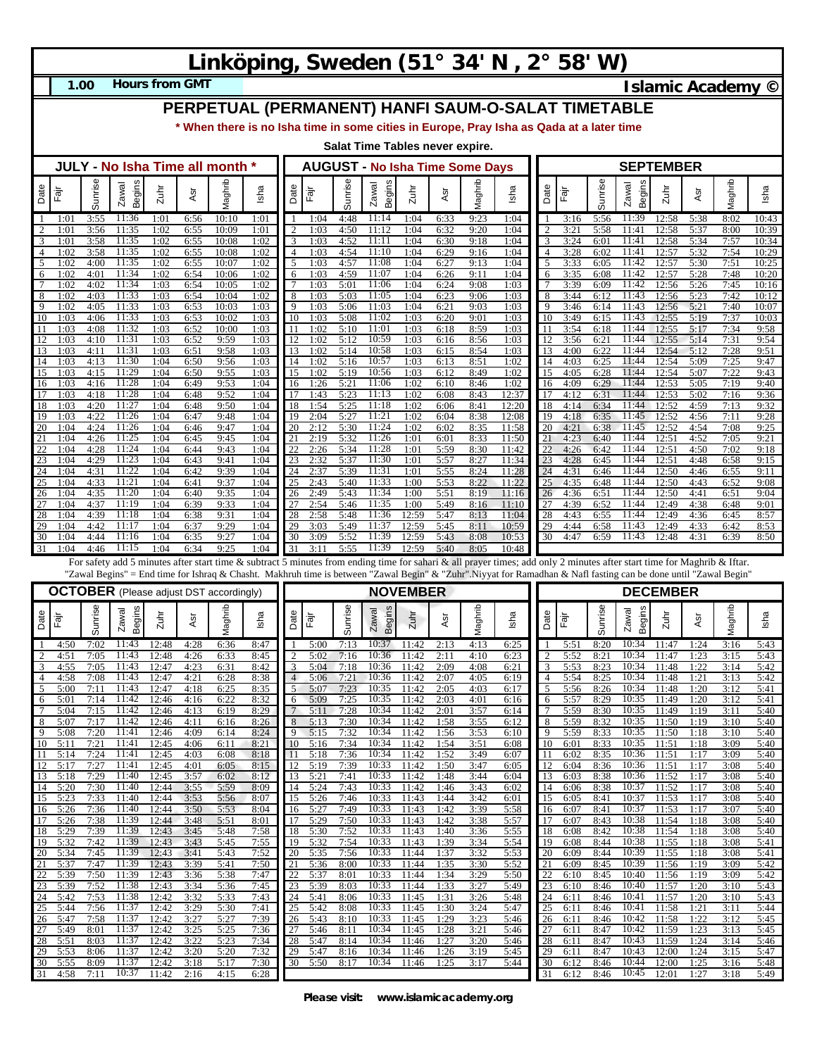# Linköping, Sweden (51° 34' N , 2° 58' W)

**1.00** Hours from GMT

**Islamic Academy ©**

## PERPETUAL (PERMANENT) HANFI SAUM-O-SALAT TIMETABLE

*** When there is no Isha time in some cities in Europe, Pray Isha as Qada at a later time**

**Salat Time Tables never expire.**

### JULY - No Isha Time all month *

| Date | Fajr | Sunrise | Zawal Begins | Zuhr | Asr | Maghrib | Isha |
|---|---|---|---|---|---|---|---|
| 1 | 1:01 | 3:55 | 11:36 | 1:01 | 6:56 | 10:10 | 1:01 |
| 2 | 1:01 | 3:56 | 11:35 | 1:02 | 6:55 | 10:09 | 1:01 |
| 3 | 1:01 | 3:58 | 11:35 | 1:02 | 6:55 | 10:08 | 1:02 |
| 4 | 1:02 | 3:58 | 11:35 | 1:02 | 6:55 | 10:08 | 1:02 |
| 5 | 1:02 | 4:00 | 11:35 | 1:02 | 6:55 | 10:07 | 1:02 |
| 6 | 1:02 | 4:01 | 11:34 | 1:02 | 6:54 | 10:06 | 1:02 |
| 7 | 1:02 | 4:02 | 11:34 | 1:03 | 6:54 | 10:05 | 1:02 |
| 8 | 1:02 | 4:03 | 11:33 | 1:03 | 6:54 | 10:04 | 1:02 |
| 9 | 1:02 | 4:05 | 11:33 | 1:03 | 6:53 | 10:03 | 1:03 |
| 10 | 1:03 | 4:06 | 11:33 | 1:03 | 6:53 | 10:02 | 1:03 |
| 11 | 1:03 | 4:08 | 11:32 | 1:03 | 6:52 | 10:00 | 1:03 |
| 12 | 1:03 | 4:10 | 11:31 | 1:03 | 6:52 | 9:59 | 1:03 |
| 13 | 1:03 | 4:11 | 11:31 | 1:03 | 6:51 | 9:58 | 1:03 |
| 14 | 1:03 | 4:13 | 11:30 | 1:04 | 6:50 | 9:56 | 1:03 |
| 15 | 1:03 | 4:15 | 11:29 | 1:04 | 6:50 | 9:55 | 1:03 |
| 16 | 1:03 | 4:16 | 11:28 | 1:04 | 6:49 | 9:53 | 1:04 |
| 17 | 1:03 | 4:18 | 11:28 | 1:04 | 6:48 | 9:52 | 1:04 |
| 18 | 1:03 | 4:20 | 11:27 | 1:04 | 6:48 | 9:50 | 1:04 |
| 19 | 1:03 | 4:22 | 11:26 | 1:04 | 6:47 | 9:48 | 1:04 |
| 20 | 1:04 | 4:24 | 11:26 | 1:04 | 6:46 | 9:47 | 1:04 |
| 21 | 1:04 | 4:26 | 11:25 | 1:04 | 6:45 | 9:45 | 1:04 |
| 22 | 1:04 | 4:28 | 11:24 | 1:04 | 6:44 | 9:43 | 1:04 |
| 23 | 1:04 | 4:29 | 11:23 | 1:04 | 6:43 | 9:41 | 1:04 |
| 24 | 1:04 | 4:31 | 11:22 | 1:04 | 6:42 | 9:39 | 1:04 |
| 25 | 1:04 | 4:33 | 11:21 | 1:04 | 6:41 | 9:37 | 1:04 |
| 26 | 1:04 | 4:35 | 11:20 | 1:04 | 6:40 | 9:35 | 1:04 |
| 27 | 1:04 | 4:37 | 11:19 | 1:04 | 6:39 | 9:33 | 1:04 |
| 28 | 1:04 | 4:39 | 11:18 | 1:04 | 6:38 | 9:31 | 1:04 |
| 29 | 1:04 | 4:42 | 11:17 | 1:04 | 6:37 | 9:29 | 1:04 |
| 30 | 1:04 | 4:44 | 11:16 | 1:04 | 6:35 | 9:27 | 1:04 |
| 31 | 1:04 | 4:46 | 11:15 | 1:04 | 6:34 | 9:25 | 1:04 |

### AUGUST - No Isha Time Some Days

| Date | Fajr | Sunrise | Zawal Begins | Zuhr | Asr | Maghrib | Isha |
|---|---|---|---|---|---|---|---|
| 1 | 1:04 | 4:48 | 11:14 | 1:04 | 6:33 | 9:23 | 1:04 |
| 2 | 1:03 | 4:50 | 11:12 | 1:04 | 6:32 | 9:20 | 1:04 |
| 3 | 1:03 | 4:52 | 11:11 | 1:04 | 6:30 | 9:18 | 1:04 |
| 4 | 1:03 | 4:54 | 11:10 | 1:04 | 6:29 | 9:16 | 1:04 |
| 5 | 1:03 | 4:57 | 11:08 | 1:04 | 6:27 | 9:13 | 1:04 |
| 6 | 1:03 | 4:59 | 11:07 | 1:04 | 6:26 | 9:11 | 1:04 |
| 7 | 1:03 | 5:01 | 11:06 | 1:04 | 6:24 | 9:08 | 1:03 |
| 8 | 1:03 | 5:03 | 11:05 | 1:04 | 6:23 | 9:06 | 1:03 |
| 9 | 1:03 | 5:06 | 11:03 | 1:04 | 6:21 | 9:03 | 1:03 |
| 10 | 1:03 | 5:08 | 11:02 | 1:03 | 6:20 | 9:01 | 1:03 |
| 11 | 1:02 | 5:10 | 11:01 | 1:03 | 6:18 | 8:59 | 1:03 |
| 12 | 1:02 | 5:12 | 10:59 | 1:03 | 6:16 | 8:56 | 1:03 |
| 13 | 1:02 | 5:14 | 10:58 | 1:03 | 6:15 | 8:54 | 1:03 |
| 14 | 1:02 | 5:16 | 10:57 | 1:03 | 6:13 | 8:51 | 1:02 |
| 15 | 1:02 | 5:19 | 10:56 | 1:03 | 6:12 | 8:49 | 1:02 |
| 16 | 1:26 | 5:21 | 11:06 | 1:02 | 6:10 | 8:46 | 1:02 |
| 17 | 1:43 | 5:23 | 11:13 | 1:02 | 6:08 | 8:43 | 12:37 |
| 18 | 1:54 | 5:25 | 11:18 | 1:02 | 6:06 | 8:41 | 12:20 |
| 19 | 2:04 | 5:27 | 11:21 | 1:02 | 6:04 | 8:38 | 12:08 |
| 20 | 2:12 | 5:30 | 11:24 | 1:02 | 6:02 | 8:35 | 11:58 |
| 21 | 2:19 | 5:32 | 11:26 | 1:01 | 6:01 | 8:33 | 11:50 |
| 22 | 2:26 | 5:34 | 11:28 | 1:01 | 5:59 | 8:30 | 11:42 |
| 23 | 2:32 | 5:37 | 11:30 | 1:01 | 5:57 | 8:27 | 11:34 |
| 24 | 2:37 | 5:39 | 11:31 | 1:01 | 5:55 | 8:24 | 11:28 |
| 25 | 2:43 | 5:40 | 11:33 | 1:00 | 5:53 | 8:22 | 11:22 |
| 26 | 2:49 | 5:43 | 11:34 | 1:00 | 5:51 | 8:19 | 11:16 |
| 27 | 2:54 | 5:46 | 11:35 | 1:00 | 5:49 | 8:16 | 11:10 |
| 28 | 2:58 | 5:48 | 11:36 | 12:59 | 5:47 | 8:13 | 11:04 |
| 29 | 3:03 | 5:49 | 11:37 | 12:59 | 5:45 | 8:11 | 10:59 |
| 30 | 3:09 | 5:52 | 11:39 | 12:59 | 5:43 | 8:08 | 10:53 |
| 31 | 3:11 | 5:55 | 11:39 | 12:59 | 5:40 | 8:05 | 10:48 |

### SEPTEMBER

| Date | Fajr | Sunrise | Zawal Begins | Zuhr | Asr | Maghrib | Isha |
|---|---|---|---|---|---|---|---|
| 1 | 3:16 | 5:56 | 11:39 | 12:58 | 5:38 | 8:02 | 10:43 |
| 2 | 3:21 | 5:58 | 11:41 | 12:58 | 5:37 | 8:00 | 10:39 |
| 3 | 3:24 | 6:01 | 11:41 | 12:58 | 5:34 | 7:57 | 10:34 |
| 4 | 3:28 | 6:02 | 11:41 | 12:57 | 5:32 | 7:54 | 10:29 |
| 5 | 3:33 | 6:05 | 11:42 | 12:57 | 5:30 | 7:51 | 10:25 |
| 6 | 3:35 | 6:08 | 11:42 | 12:57 | 5:28 | 7:48 | 10:20 |
| 7 | 3:39 | 6:09 | 11:42 | 12:56 | 5:26 | 7:45 | 10:16 |
| 8 | 3:44 | 6:12 | 11:43 | 12:56 | 5:23 | 7:42 | 10:12 |
| 9 | 3:46 | 6:14 | 11:43 | 12:56 | 5:21 | 7:40 | 10:07 |
| 10 | 3:49 | 6:15 | 11:43 | 12:55 | 5:19 | 7:37 | 10:03 |
| 11 | 3:54 | 6:18 | 11:44 | 12:55 | 5:17 | 7:34 | 9:58 |
| 12 | 3:56 | 6:21 | 11:44 | 12:55 | 5:14 | 7:31 | 9:54 |
| 13 | 4:00 | 6:22 | 11:44 | 12:54 | 5:12 | 7:28 | 9:51 |
| 14 | 4:03 | 6:25 | 11:44 | 12:54 | 5:09 | 7:25 | 9:47 |
| 15 | 4:05 | 6:28 | 11:44 | 12:54 | 5:07 | 7:22 | 9:43 |
| 16 | 4:09 | 6:29 | 11:44 | 12:53 | 5:05 | 7:19 | 9:40 |
| 17 | 4:12 | 6:31 | 11:44 | 12:53 | 5:02 | 7:16 | 9:36 |
| 18 | 4:14 | 6:34 | 11:44 | 12:52 | 4:59 | 7:13 | 9:32 |
| 19 | 4:18 | 6:35 | 11:45 | 12:52 | 4:56 | 7:11 | 9:28 |
| 20 | 4:21 | 6:38 | 11:45 | 12:52 | 4:54 | 7:08 | 9:25 |
| 21 | 4:23 | 6:40 | 11:44 | 12:51 | 4:52 | 7:05 | 9:21 |
| 22 | 4:26 | 6:42 | 11:44 | 12:51 | 4:50 | 7:02 | 9:18 |
| 23 | 4:28 | 6:45 | 11:44 | 12:51 | 4:48 | 6:58 | 9:15 |
| 24 | 4:31 | 6:46 | 11:44 | 12:50 | 4:46 | 6:55 | 9:11 |
| 25 | 4:35 | 6:48 | 11:44 | 12:50 | 4:43 | 6:52 | 9:08 |
| 26 | 4:36 | 6:51 | 11:44 | 12:50 | 4:41 | 6:51 | 9:04 |
| 27 | 4:39 | 6:52 | 11:44 | 12:49 | 4:38 | 6:48 | 9:01 |
| 28 | 4:43 | 6:55 | 11:44 | 12:49 | 4:36 | 6:45 | 8:57 |
| 29 | 4:44 | 6:58 | 11:43 | 12:49 | 4:33 | 6:42 | 8:53 |
| 30 | 4:47 | 6:59 | 11:43 | 12:48 | 4:31 | 6:39 | 8:50 |

For safety add 5 minutes after start time & subtract 5 minutes from ending time for sahari & all prayer times; add only 2 minutes after start time for Maghrib & Iftar. "Zawal Begins" = End time for Ishraq & Chasht. Makhruh time is between "Zawal Begin" & "Zuhr".Niyyat for Ramadhan & Nafl fasting can be done until "Zawal Begin"

### OCTOBER (Please adjust DST accordingly)

| Date | Fajr | Sunrise | Zawal Begins | Zuhr | Asr | Maghrib | Isha |
|---|---|---|---|---|---|---|---|
| 1 | 4:50 | 7:02 | 11:43 | 12:48 | 4:28 | 6:36 | 8:47 |
| 2 | 4:51 | 7:05 | 11:43 | 12:48 | 4:26 | 6:33 | 8:45 |
| 3 | 4:55 | 7:05 | 11:43 | 12:47 | 4:23 | 6:31 | 8:42 |
| 4 | 4:58 | 7:08 | 11:43 | 12:47 | 4:21 | 6:28 | 8:38 |
| 5 | 5:00 | 7:11 | 11:43 | 12:47 | 4:18 | 6:25 | 8:35 |
| 6 | 5:01 | 7:14 | 11:42 | 12:46 | 4:16 | 6:22 | 8:32 |
| 7 | 5:04 | 7:15 | 11:42 | 12:46 | 4:13 | 6:19 | 8:29 |
| 8 | 5:07 | 7:17 | 11:42 | 12:46 | 4:11 | 6:16 | 8:26 |
| 9 | 5:08 | 7:20 | 11:41 | 12:46 | 4:09 | 6:14 | 8:24 |
| 10 | 5:11 | 7:21 | 11:41 | 12:45 | 4:06 | 6:11 | 8:21 |
| 11 | 5:14 | 7:24 | 11:41 | 12:45 | 4:03 | 6:08 | 8:18 |
| 12 | 5:17 | 7:27 | 11:41 | 12:45 | 4:01 | 6:05 | 8:15 |
| 13 | 5:18 | 7:29 | 11:40 | 12:45 | 3:57 | 6:02 | 8:12 |
| 14 | 5:20 | 7:30 | 11:40 | 12:44 | 3:55 | 5:59 | 8:09 |
| 15 | 5:23 | 7:33 | 11:40 | 12:44 | 3:53 | 5:56 | 8:07 |
| 16 | 5:26 | 7:36 | 11:40 | 12:44 | 3:50 | 5:53 | 8:04 |
| 17 | 5:26 | 7:38 | 11:39 | 12:44 | 3:48 | 5:51 | 8:01 |
| 18 | 5:29 | 7:39 | 11:39 | 12:43 | 3:45 | 5:48 | 7:58 |
| 19 | 5:32 | 7:42 | 11:39 | 12:43 | 3:43 | 5:45 | 7:55 |
| 20 | 5:34 | 7:45 | 11:39 | 12:43 | 3:41 | 5:43 | 7:52 |
| 21 | 5:37 | 7:47 | 11:39 | 12:43 | 3:39 | 5:41 | 7:50 |
| 22 | 5:39 | 7:50 | 11:39 | 12:43 | 3:36 | 5:38 | 7:47 |
| 23 | 5:39 | 7:52 | 11:38 | 12:43 | 3:34 | 5:36 | 7:45 |
| 24 | 5:42 | 7:53 | 11:38 | 12:42 | 3:32 | 5:33 | 7:43 |
| 25 | 5:44 | 7:56 | 11:37 | 12:42 | 3:29 | 5:30 | 7:41 |
| 26 | 5:47 | 7:58 | 11:37 | 12:42 | 3:27 | 5:27 | 7:39 |
| 27 | 5:49 | 8:01 | 11:37 | 12:42 | 3:25 | 5:25 | 7:36 |
| 28 | 5:51 | 8:03 | 11:37 | 12:42 | 3:22 | 5:23 | 7:34 |
| 29 | 5:53 | 8:06 | 11:37 | 12:42 | 3:20 | 5:20 | 7:32 |
| 30 | 5:55 | 8:09 | 11:37 | 12:42 | 3:18 | 5:17 | 7:30 |
| 31 | 4:58 | 7:11 | 10:37 | 11:42 | 2:16 | 4:15 | 6:28 |

### NOVEMBER

| Date | Fajr | Sunrise | Zawal Begins | Zuhr | Asr | Maghrib | Isha |
|---|---|---|---|---|---|---|---|
| 1 | 5:00 | 7:13 | 10:37 | 11:42 | 2:13 | 4:13 | 6:25 |
| 2 | 5:02 | 7:16 | 10:36 | 11:42 | 2:11 | 4:10 | 6:23 |
| 3 | 5:04 | 7:18 | 10:36 | 11:42 | 2:09 | 4:08 | 6:21 |
| 4 | 5:06 | 7:21 | 10:36 | 11:42 | 2:07 | 4:05 | 6:19 |
| 5 | 5:07 | 7:23 | 10:35 | 11:42 | 2:05 | 4:03 | 6:17 |
| 6 | 5:09 | 7:25 | 10:35 | 11:42 | 2:03 | 4:01 | 6:16 |
| 7 | 5:11 | 7:28 | 10:34 | 11:42 | 2:01 | 3:57 | 6:14 |
| 8 | 5:13 | 7:30 | 10:34 | 11:42 | 1:58 | 3:55 | 6:12 |
| 9 | 5:15 | 7:32 | 10:34 | 11:42 | 1:56 | 3:53 | 6:10 |
| 10 | 5:16 | 7:34 | 10:34 | 11:42 | 1:54 | 3:51 | 6:08 |
| 11 | 5:18 | 7:36 | 10:34 | 11:42 | 1:52 | 3:49 | 6:07 |
| 12 | 5:19 | 7:39 | 10:33 | 11:42 | 1:50 | 3:47 | 6:05 |
| 13 | 5:21 | 7:41 | 10:33 | 11:42 | 1:48 | 3:44 | 6:04 |
| 14 | 5:24 | 7:43 | 10:33 | 11:42 | 1:46 | 3:43 | 6:02 |
| 15 | 5:26 | 7:46 | 10:33 | 11:43 | 1:44 | 3:42 | 6:01 |
| 16 | 5:27 | 7:49 | 10:33 | 11:43 | 1:42 | 3:39 | 5:58 |
| 17 | 5:29 | 7:50 | 10:33 | 11:43 | 1:42 | 3:38 | 5:57 |
| 18 | 5:30 | 7:52 | 10:33 | 11:43 | 1:40 | 3:36 | 5:55 |
| 19 | 5:32 | 7:54 | 10:33 | 11:43 | 1:39 | 3:34 | 5:54 |
| 20 | 5:35 | 7:56 | 10:33 | 11:44 | 1:37 | 3:32 | 5:53 |
| 21 | 5:36 | 8:00 | 10:33 | 11:44 | 1:35 | 3:30 | 5:52 |
| 22 | 5:37 | 8:01 | 10:33 | 11:44 | 1:34 | 3:29 | 5:50 |
| 23 | 5:39 | 8:03 | 10:33 | 11:44 | 1:33 | 3:27 | 5:49 |
| 24 | 5:41 | 8:06 | 10:33 | 11:45 | 1:31 | 3:26 | 5:48 |
| 25 | 5:42 | 8:08 | 10:33 | 11:45 | 1:30 | 3:24 | 5:47 |
| 26 | 5:43 | 8:10 | 10:33 | 11:45 | 1:29 | 3:23 | 5:46 |
| 27 | 5:46 | 8:11 | 10:34 | 11:45 | 1:28 | 3:21 | 5:46 |
| 28 | 5:47 | 8:14 | 10:34 | 11:46 | 1:27 | 3:20 | 5:46 |
| 29 | 5:47 | 8:16 | 10:34 | 11:46 | 1:26 | 3:19 | 5:45 |
| 30 | 5:50 | 8:17 | 10:34 | 11:46 | 1:25 | 3:17 | 5:44 |

### DECEMBER

| Date | Fajr | Sunrise | Zawal Begins | Zuhr | Asr | Maghrib | Isha |
|---|---|---|---|---|---|---|---|
| 1 | 5:51 | 8:20 | 10:34 | 11:47 | 1:24 | 3:16 | 5:43 |
| 2 | 5:52 | 8:21 | 10:34 | 11:47 | 1:23 | 3:15 | 5:43 |
| 3 | 5:53 | 8:23 | 10:34 | 11:48 | 1:22 | 3:14 | 5:42 |
| 4 | 5:54 | 8:25 | 10:34 | 11:48 | 1:21 | 3:13 | 5:42 |
| 5 | 5:56 | 8:26 | 10:34 | 11:48 | 1:20 | 3:12 | 5:41 |
| 6 | 5:57 | 8:29 | 10:35 | 11:49 | 1:20 | 3:12 | 5:41 |
| 7 | 5:59 | 8:30 | 10:35 | 11:49 | 1:19 | 3:11 | 5:40 |
| 8 | 5:59 | 8:32 | 10:35 | 11:50 | 1:19 | 3:10 | 5:40 |
| 9 | 5:59 | 8:33 | 10:35 | 11:50 | 1:18 | 3:10 | 5:40 |
| 10 | 6:01 | 8:33 | 10:35 | 11:51 | 1:18 | 3:09 | 5:40 |
| 11 | 6:02 | 8:35 | 10:36 | 11:51 | 1:17 | 3:09 | 5:40 |
| 12 | 6:04 | 8:36 | 10:36 | 11:51 | 1:17 | 3:08 | 5:40 |
| 13 | 6:03 | 8:38 | 10:36 | 11:52 | 1:17 | 3:08 | 5:40 |
| 14 | 6:06 | 8:38 | 10:37 | 11:52 | 1:17 | 3:08 | 5:40 |
| 15 | 6:05 | 8:41 | 10:37 | 11:53 | 1:17 | 3:08 | 5:40 |
| 16 | 6:07 | 8:41 | 10:37 | 11:53 | 1:17 | 3:07 | 5:40 |
| 17 | 6:07 | 8:43 | 10:38 | 11:54 | 1:18 | 3:08 | 5:40 |
| 18 | 6:08 | 8:42 | 10:38 | 11:54 | 1:18 | 3:08 | 5:40 |
| 19 | 6:08 | 8:44 | 10:38 | 11:55 | 1:18 | 3:08 | 5:41 |
| 20 | 6:09 | 8:44 | 10:39 | 11:55 | 1:18 | 3:08 | 5:41 |
| 21 | 6:09 | 8:45 | 10:39 | 11:56 | 1:19 | 3:09 | 5:42 |
| 22 | 6:10 | 8:45 | 10:40 | 11:56 | 1:19 | 3:09 | 5:42 |
| 23 | 6:10 | 8:46 | 10:40 | 11:57 | 1:20 | 3:10 | 5:43 |
| 24 | 6:11 | 8:46 | 10:41 | 11:57 | 1:20 | 3:10 | 5:43 |
| 25 | 6:11 | 8:46 | 10:41 | 11:58 | 1:21 | 3:11 | 5:44 |
| 26 | 6:11 | 8:46 | 10:42 | 11:58 | 1:22 | 3:12 | 5:45 |
| 27 | 6:11 | 8:46 | 10:42 | 11:59 | 1:23 | 3:13 | 5:45 |
| 28 | 6:11 | 8:47 | 10:43 | 11:59 | 1:24 | 3:14 | 5:46 |
| 29 | 6:11 | 8:47 | 10:43 | 12:00 | 1:24 | 3:15 | 5:47 |
| 30 | 6:12 | 8:46 | 10:44 | 12:00 | 1:25 | 3:16 | 5:48 |
| 31 | 6:12 | 8:46 | 10:45 | 12:01 | 1:27 | 3:18 | 5:49 |

**Please visit: www.islamicacademy.org**